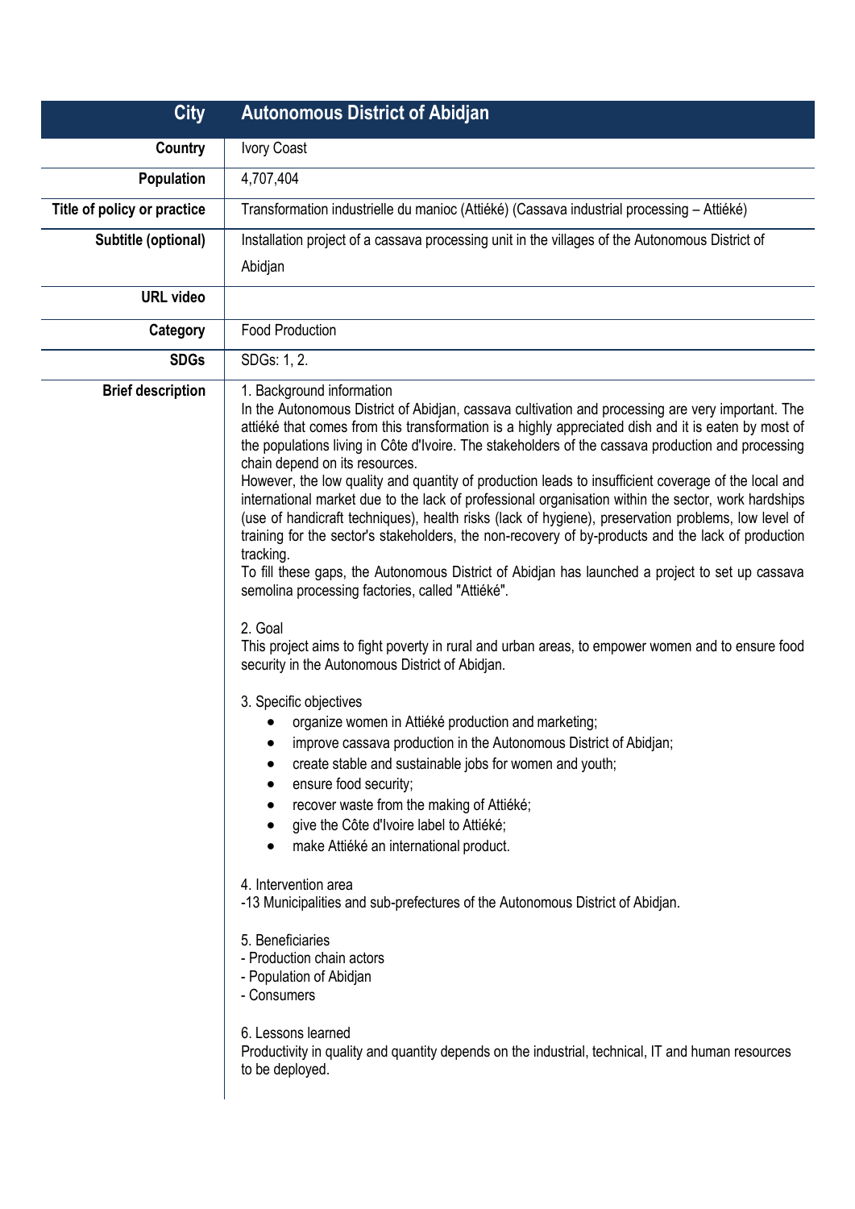| City | Autonomous District of Abidjan |
| --- | --- |
| Country | Ivory Coast |
| Population | 4,707,404 |
| Title of policy or practice | Transformation industrielle du manioc (Attiéké) (Cassava industrial processing – Attiéké) |
| Subtitle (optional) | Installation project of a cassava processing unit in the villages of the Autonomous District of Abidjan |
| URL video | |
| Category | Food Production |
| SDGs | SDGs: 1, 2. |
| Brief description | 1. Background information<br>In the Autonomous District of Abidjan, cassava cultivation and processing are very important. The attiéké that comes from this transformation is a highly appreciated dish and it is eaten by most of the populations living in Côte d'Ivoire. The stakeholders of the cassava production and processing chain depend on its resources.<br>However, the low quality and quantity of production leads to insufficient coverage of the local and international market due to the lack of professional organisation within the sector, work hardships (use of handicraft techniques), health risks (lack of hygiene), preservation problems, low level of training for the sector's stakeholders, the non-recovery of by-products and the lack of production tracking.<br>To fill these gaps, the Autonomous District of Abidjan has launched a project to set up cassava semolina processing factories, called "Attiéké".<br><br>2. Goal<br>This project aims to fight poverty in rural and urban areas, to empower women and to ensure food security in the Autonomous District of Abidjan.<br><br>3. Specific objectives<br>• organize women in Attiéké production and marketing;<br>• improve cassava production in the Autonomous District of Abidjan;<br>• create stable and sustainable jobs for women and youth;<br>• ensure food security;<br>• recover waste from the making of Attiéké;<br>• give the Côte d'Ivoire label to Attiéké;<br>• make Attiéké an international product.<br><br>4. Intervention area<br>-13 Municipalities and sub-prefectures of the Autonomous District of Abidjan.<br><br>5. Beneficiaries<br>- Production chain actors<br>- Population of Abidjan<br>- Consumers<br><br>6. Lessons learned<br>Productivity in quality and quantity depends on the industrial, technical, IT and human resources to be deployed. |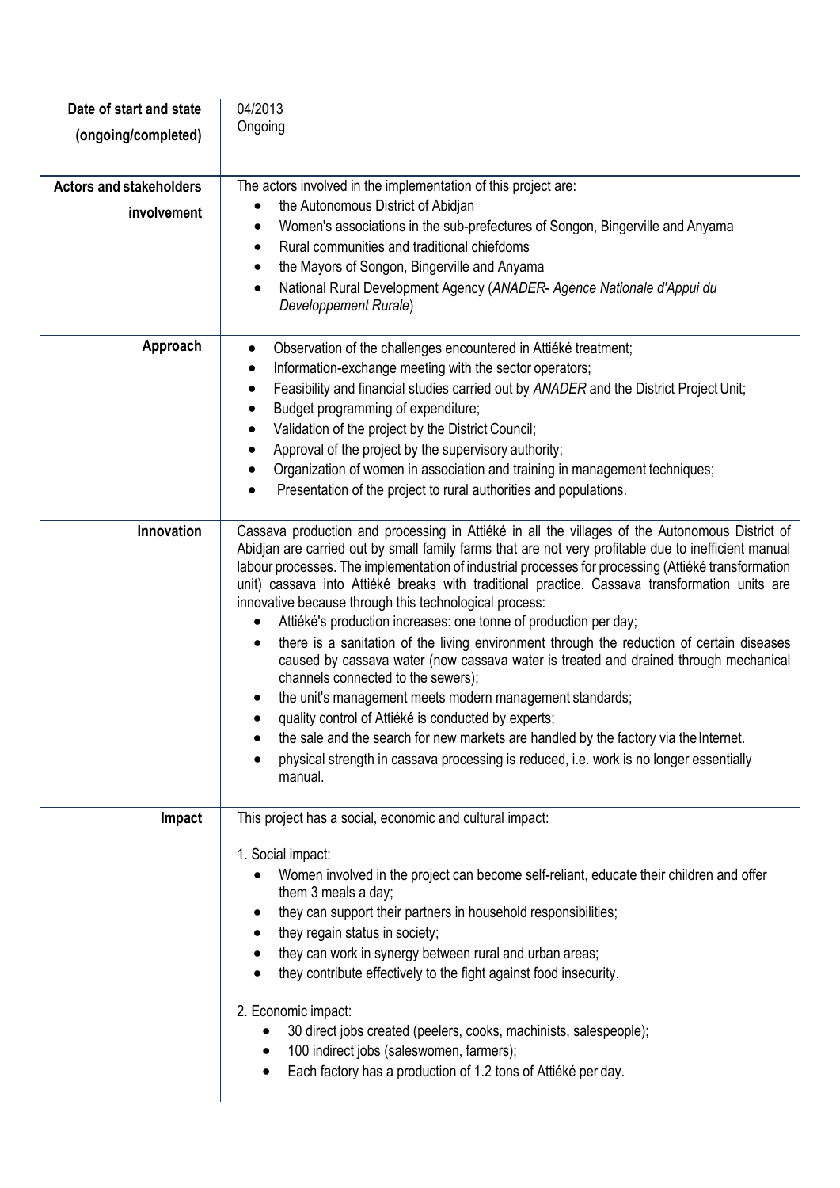| | |
|---|---|
| **Date of start and state (ongoing/completed)** | 04/2013<br>Ongoing |
| **Actors and stakeholders involvement** | The actors involved in the implementation of this project are:<br>• the Autonomous District of Abidjan<br>• Women's associations in the sub-prefectures of Songon, Bingerville and Anyama<br>• Rural communities and traditional chiefdoms<br>• the Mayors of Songon, Bingerville and Anyama<br>• National Rural Development Agency (*ANADER- Agence Nationale d'Appui du Developpement Rurale*) |
| **Approach** | • Observation of the challenges encountered in Attiéké treatment;<br>• Information-exchange meeting with the sector operators;<br>• Feasibility and financial studies carried out by *ANADER* and the District Project Unit;<br>• Budget programming of expenditure;<br>• Validation of the project by the District Council;<br>• Approval of the project by the supervisory authority;<br>• Organization of women in association and training in management techniques;<br>• Presentation of the project to rural authorities and populations. |
| **Innovation** | Cassava production and processing in Attiéké in all the villages of the Autonomous District of Abidjan are carried out by small family farms that are not very profitable due to inefficient manual labour processes. The implementation of industrial processes for processing (Attiéké transformation unit) cassava into Attiéké breaks with traditional practice. Cassava transformation units are innovative because through this technological process:<br>• Attiéké's production increases: one tonne of production per day;<br>• there is a sanitation of the living environment through the reduction of certain diseases caused by cassava water (now cassava water is treated and drained through mechanical channels connected to the sewers);<br>• the unit's management meets modern management standards;<br>• quality control of Attiéké is conducted by experts;<br>• the sale and the search for new markets are handled by the factory via the Internet.<br>• physical strength in cassava processing is reduced, i.e. work is no longer essentially manual. |
| **Impact** | This project has a social, economic and cultural impact:<br><br>1. Social impact:<br>• Women involved in the project can become self-reliant, educate their children and offer them 3 meals a day;<br>• they can support their partners in household responsibilities;<br>• they regain status in society;<br>• they can work in synergy between rural and urban areas;<br>• they contribute effectively to the fight against food insecurity.<br><br>2. Economic impact:<br>• 30 direct jobs created (peelers, cooks, machinists, salespeople);<br>• 100 indirect jobs (saleswomen, farmers);<br>• Each factory has a production of 1.2 tons of Attiéké per day. |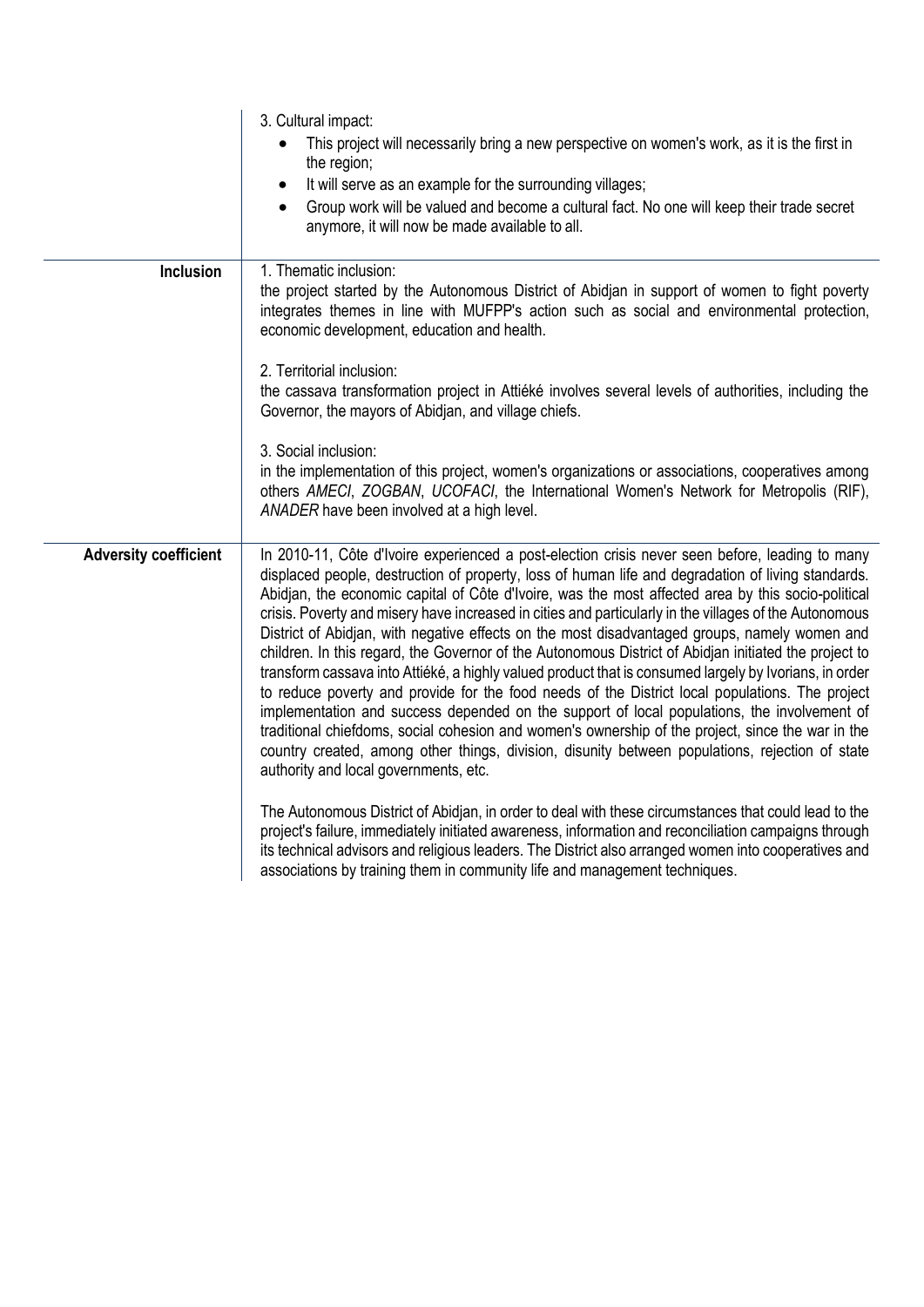| | |
|---|---|
| | 3. Cultural impact:<br>• This project will necessarily bring a new perspective on women's work, as it is the first in the region;<br>• It will serve as an example for the surrounding villages;<br>• Group work will be valued and become a cultural fact. No one will keep their trade secret anymore, it will now be made available to all. |
| **Inclusion** | 1. Thematic inclusion:<br>the project started by the Autonomous District of Abidjan in support of women to fight poverty integrates themes in line with MUFPP's action such as social and environmental protection, economic development, education and health.<br><br>2. Territorial inclusion:<br>the cassava transformation project in Attiéké involves several levels of authorities, including the Governor, the mayors of Abidjan, and village chiefs.<br><br>3. Social inclusion:<br>in the implementation of this project, women's organizations or associations, cooperatives among others *AMECI*, *ZOGBAN*, *UCOFACI*, the International Women's Network for Metropolis (RIF), *ANADER* have been involved at a high level. |
| **Adversity coefficient** | In 2010-11, Côte d'Ivoire experienced a post-election crisis never seen before, leading to many displaced people, destruction of property, loss of human life and degradation of living standards. Abidjan, the economic capital of Côte d'Ivoire, was the most affected area by this socio-political crisis. Poverty and misery have increased in cities and particularly in the villages of the Autonomous District of Abidjan, with negative effects on the most disadvantaged groups, namely women and children. In this regard, the Governor of the Autonomous District of Abidjan initiated the project to transform cassava into Attiéké, a highly valued product that is consumed largely by Ivorians, in order to reduce poverty and provide for the food needs of the District local populations. The project implementation and success depended on the support of local populations, the involvement of traditional chiefdoms, social cohesion and women's ownership of the project, since the war in the country created, among other things, division, disunity between populations, rejection of state authority and local governments, etc.<br><br>The Autonomous District of Abidjan, in order to deal with these circumstances that could lead to the project's failure, immediately initiated awareness, information and reconciliation campaigns through its technical advisors and religious leaders. The District also arranged women into cooperatives and associations by training them in community life and management techniques. |